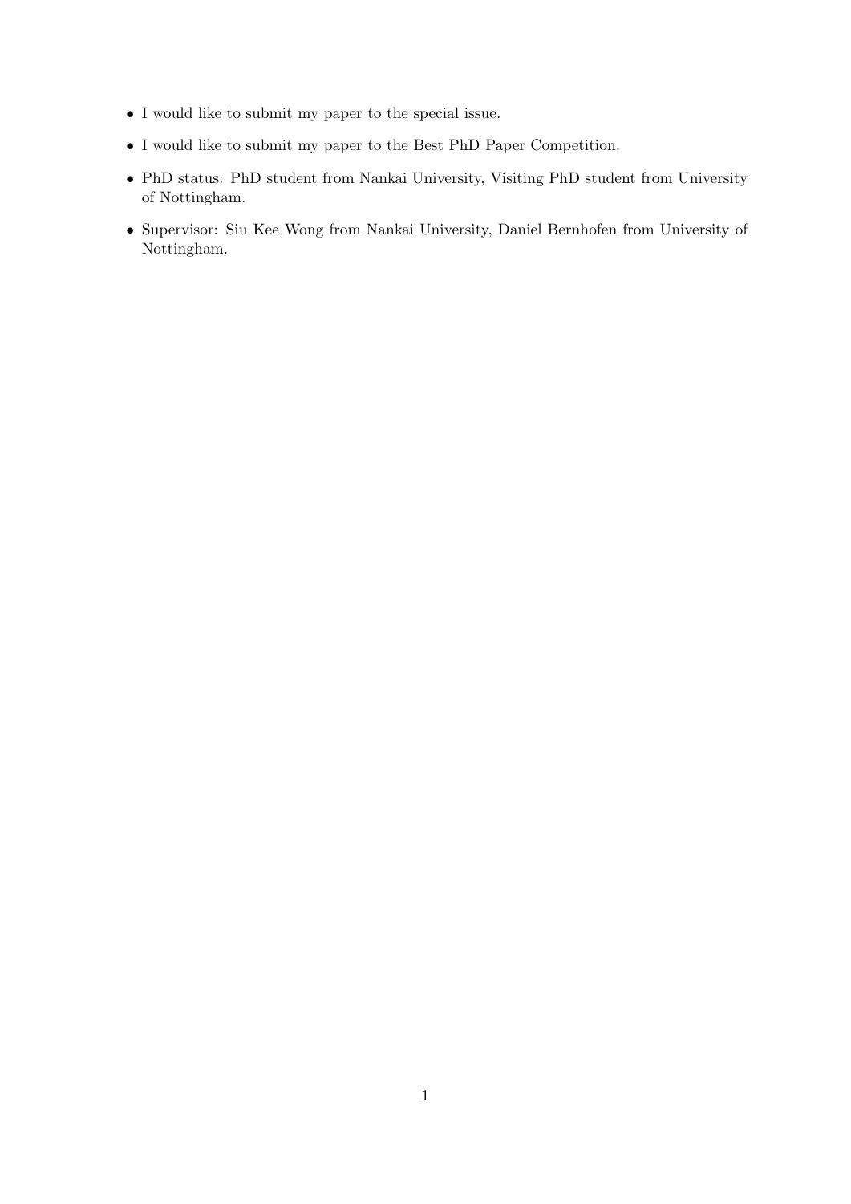- I would like to submit my paper to the special issue.
- I would like to submit my paper to the Best PhD Paper Competition.
- PhD status: PhD student from Nankai University, Visiting PhD student from University of Nottingham.
- Supervisor: Siu Kee Wong from Nankai University, Daniel Bernhofen from University of Nottingham.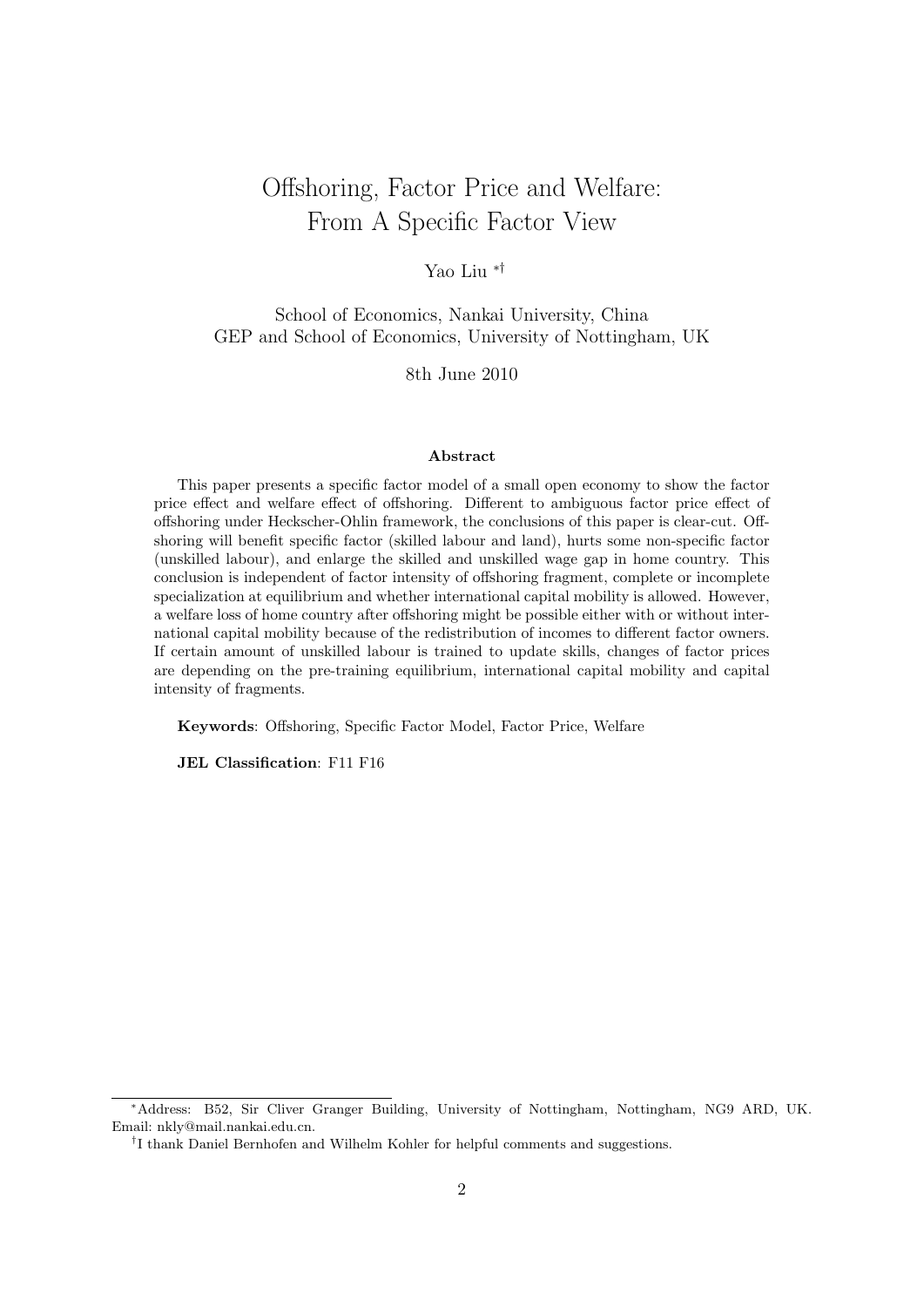# Offshoring, Factor Price and Welfare: From A Specific Factor View

Yao Liu [*†]

School of Economics, Nankai University, China
GEP and School of Economics, University of Nottingham, UK

8th June 2010

### Abstract

This paper presents a specific factor model of a small open economy to show the factor price effect and welfare effect of offshoring. Different to ambiguous factor price effect of offshoring under Heckscher-Ohlin framework, the conclusions of this paper is clear-cut. Offshoring will benefit specific factor (skilled labour and land), hurts some non-specific factor (unskilled labour), and enlarge the skilled and unskilled wage gap in home country. This conclusion is independent of factor intensity of offshoring fragment, complete or incomplete specialization at equilibrium and whether international capital mobility is allowed. However, a welfare loss of home country after offshoring might be possible either with or without international capital mobility because of the redistribution of incomes to different factor owners. If certain amount of unskilled labour is trained to update skills, changes of factor prices are depending on the pre-training equilibrium, international capital mobility and capital intensity of fragments.

**Keywords**: Offshoring, Specific Factor Model, Factor Price, Welfare

**JEL Classification**: F11 F16

---

[*]Address: B52, Sir Cliver Granger Building, University of Nottingham, Nottingham, NG9 ARD, UK. Email: nkly@mail.nankai.edu.cn.

[†]I thank Daniel Bernhofen and Wilhelm Kohler for helpful comments and suggestions.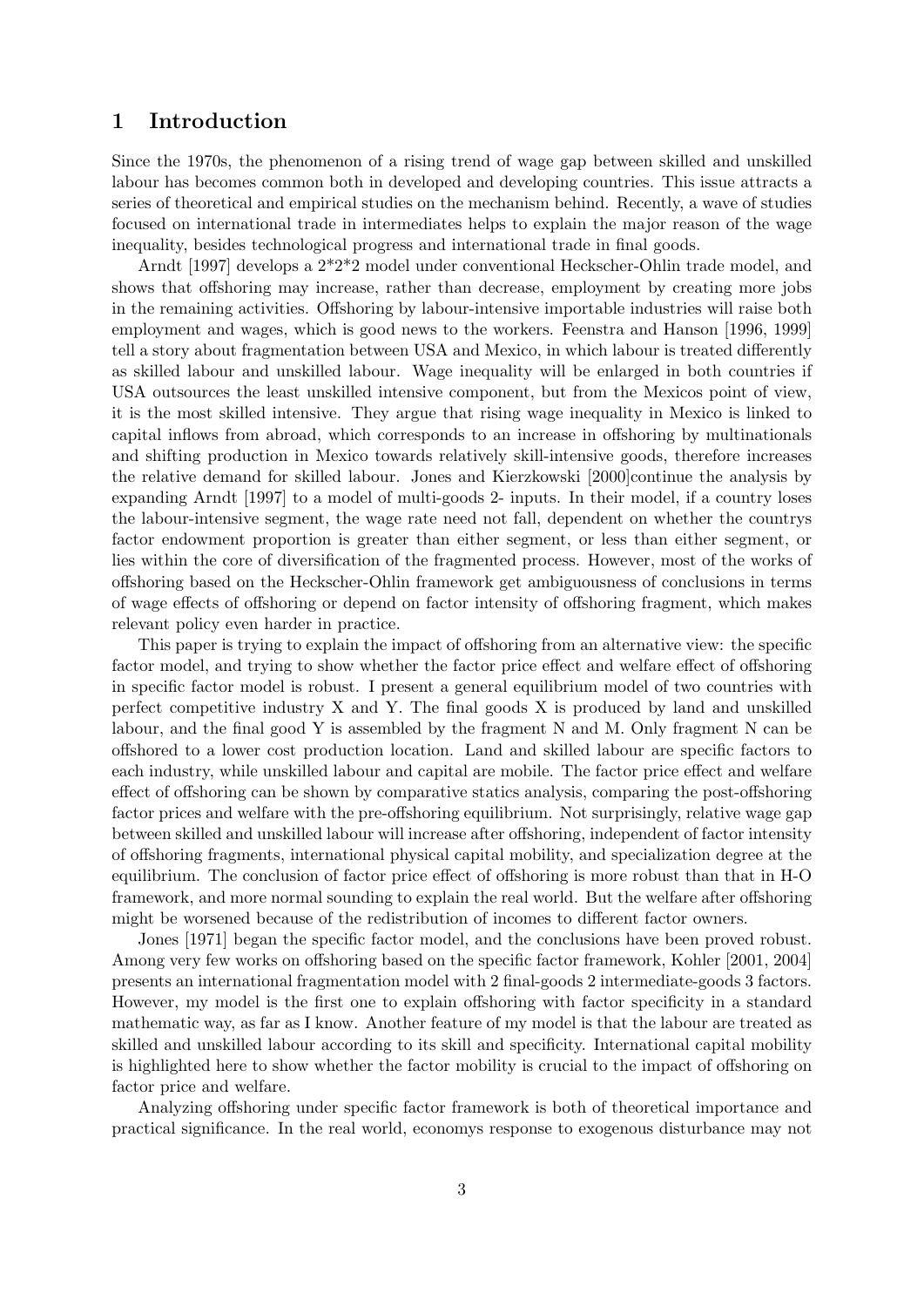# 1 Introduction

Since the 1970s, the phenomenon of a rising trend of wage gap between skilled and unskilled labour has becomes common both in developed and developing countries. This issue attracts a series of theoretical and empirical studies on the mechanism behind. Recently, a wave of studies focused on international trade in intermediates helps to explain the major reason of the wage inequality, besides technological progress and international trade in final goods.

Arndt [1997] develops a 2*2*2 model under conventional Heckscher-Ohlin trade model, and shows that offshoring may increase, rather than decrease, employment by creating more jobs in the remaining activities. Offshoring by labour-intensive importable industries will raise both employment and wages, which is good news to the workers. Feenstra and Hanson [1996, 1999] tell a story about fragmentation between USA and Mexico, in which labour is treated differently as skilled labour and unskilled labour. Wage inequality will be enlarged in both countries if USA outsources the least unskilled intensive component, but from the Mexicos point of view, it is the most skilled intensive. They argue that rising wage inequality in Mexico is linked to capital inflows from abroad, which corresponds to an increase in offshoring by multinationals and shifting production in Mexico towards relatively skill-intensive goods, therefore increases the relative demand for skilled labour. Jones and Kierzkowski [2000]continue the analysis by expanding Arndt [1997] to a model of multi-goods 2- inputs. In their model, if a country loses the labour-intensive segment, the wage rate need not fall, dependent on whether the countrys factor endowment proportion is greater than either segment, or less than either segment, or lies within the core of diversification of the fragmented process. However, most of the works of offshoring based on the Heckscher-Ohlin framework get ambiguousness of conclusions in terms of wage effects of offshoring or depend on factor intensity of offshoring fragment, which makes relevant policy even harder in practice.

This paper is trying to explain the impact of offshoring from an alternative view: the specific factor model, and trying to show whether the factor price effect and welfare effect of offshoring in specific factor model is robust. I present a general equilibrium model of two countries with perfect competitive industry X and Y. The final goods X is produced by land and unskilled labour, and the final good Y is assembled by the fragment N and M. Only fragment N can be offshored to a lower cost production location. Land and skilled labour are specific factors to each industry, while unskilled labour and capital are mobile. The factor price effect and welfare effect of offshoring can be shown by comparative statics analysis, comparing the post-offshoring factor prices and welfare with the pre-offshoring equilibrium. Not surprisingly, relative wage gap between skilled and unskilled labour will increase after offshoring, independent of factor intensity of offshoring fragments, international physical capital mobility, and specialization degree at the equilibrium. The conclusion of factor price effect of offshoring is more robust than that in H-O framework, and more normal sounding to explain the real world. But the welfare after offshoring might be worsened because of the redistribution of incomes to different factor owners.

Jones [1971] began the specific factor model, and the conclusions have been proved robust. Among very few works on offshoring based on the specific factor framework, Kohler [2001, 2004] presents an international fragmentation model with 2 final-goods 2 intermediate-goods 3 factors. However, my model is the first one to explain offshoring with factor specificity in a standard mathematic way, as far as I know. Another feature of my model is that the labour are treated as skilled and unskilled labour according to its skill and specificity. International capital mobility is highlighted here to show whether the factor mobility is crucial to the impact of offshoring on factor price and welfare.

Analyzing offshoring under specific factor framework is both of theoretical importance and practical significance. In the real world, economys response to exogenous disturbance may not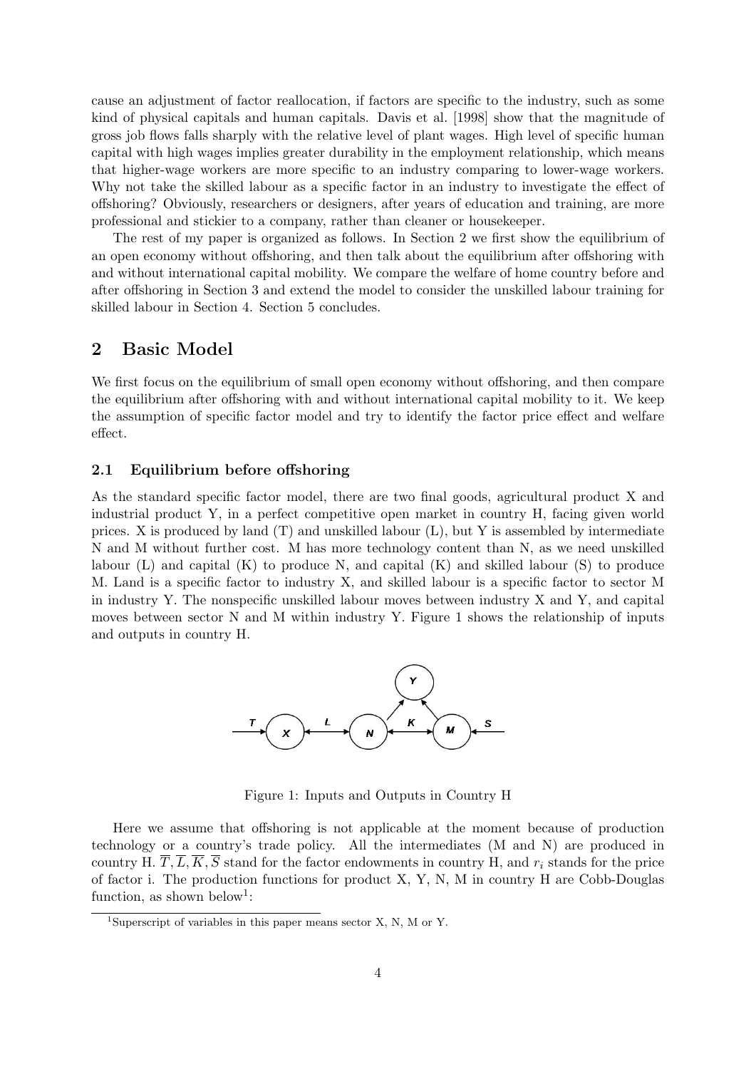cause an adjustment of factor reallocation, if factors are specific to the industry, such as some kind of physical capitals and human capitals. Davis et al. [1998] show that the magnitude of gross job flows falls sharply with the relative level of plant wages. High level of specific human capital with high wages implies greater durability in the employment relationship, which means that higher-wage workers are more specific to an industry comparing to lower-wage workers. Why not take the skilled labour as a specific factor in an industry to investigate the effect of offshoring? Obviously, researchers or designers, after years of education and training, are more professional and stickier to a company, rather than cleaner or housekeeper.

The rest of my paper is organized as follows. In Section 2 we first show the equilibrium of an open economy without offshoring, and then talk about the equilibrium after offshoring with and without international capital mobility. We compare the welfare of home country before and after offshoring in Section 3 and extend the model to consider the unskilled labour training for skilled labour in Section 4. Section 5 concludes.

## 2 Basic Model

We first focus on the equilibrium of small open economy without offshoring, and then compare the equilibrium after offshoring with and without international capital mobility to it. We keep the assumption of specific factor model and try to identify the factor price effect and welfare effect.

### 2.1 Equilibrium before offshoring

As the standard specific factor model, there are two final goods, agricultural product X and industrial product Y, in a perfect competitive open market in country H, facing given world prices. X is produced by land (T) and unskilled labour (L), but Y is assembled by intermediate N and M without further cost. M has more technology content than N, as we need unskilled labour (L) and capital (K) to produce N, and capital (K) and skilled labour (S) to produce M. Land is a specific factor to industry X, and skilled labour is a specific factor to sector M in industry Y. The nonspecific unskilled labour moves between industry X and Y, and capital moves between sector N and M within industry Y. Figure 1 shows the relationship of inputs and outputs in country H.

Figure 1: Inputs and Outputs in Country H

Here we assume that offshoring is not applicable at the moment because of production technology or a country's trade policy. All the intermediates (M and N) are produced in country H. $\overline{T}, \overline{L}, \overline{K}, \overline{S}$ stand for the factor endowments in country H, and $r_i$ stands for the price of factor i. The production functions for product X, Y, N, M in country H are Cobb-Douglas function, as shown below[1]:

[1] Superscript of variables in this paper means sector X, N, M or Y.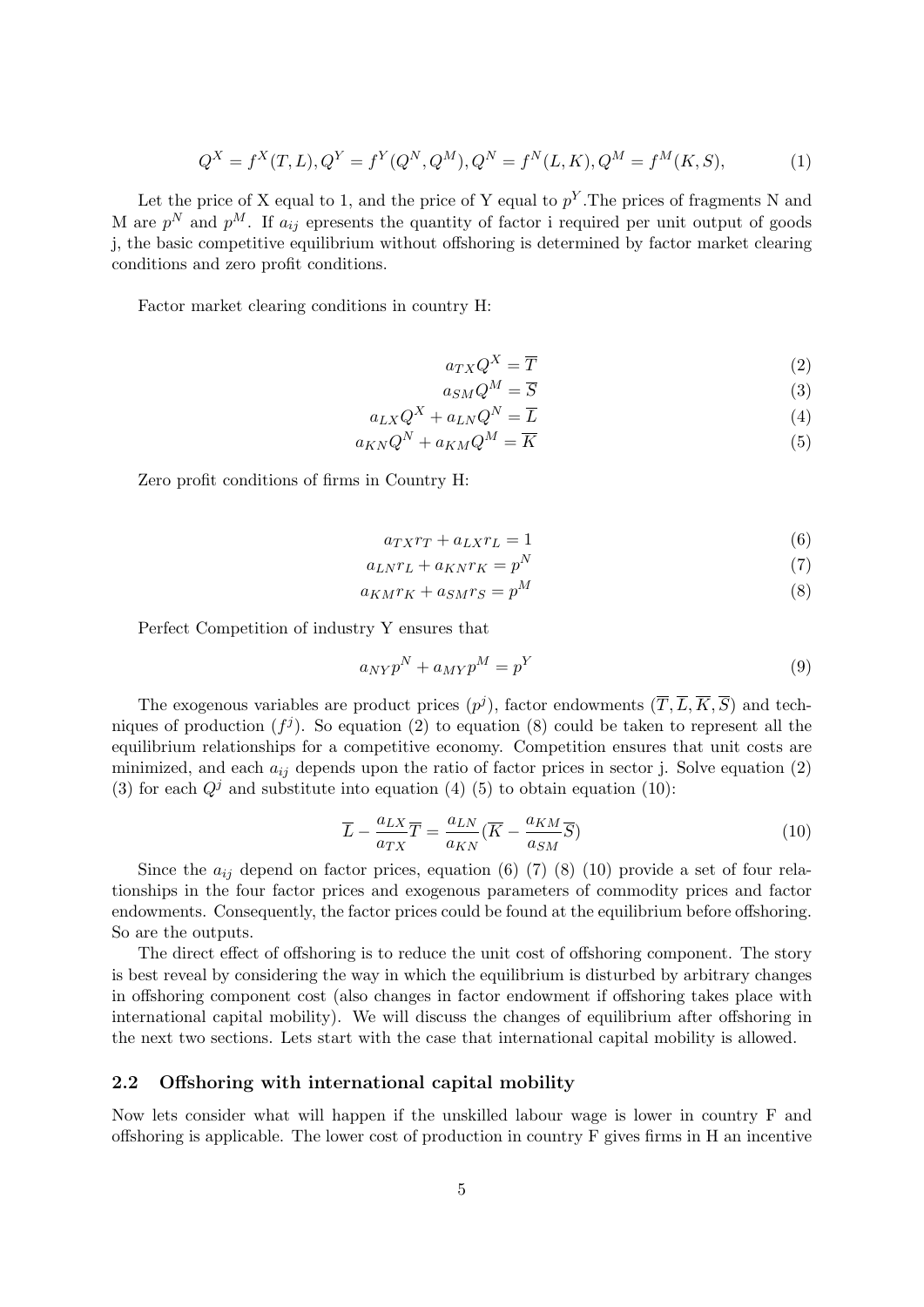$$Q^X = f^X(T, L), Q^Y = f^Y(Q^N, Q^M), Q^N = f^N(L, K), Q^M = f^M(K, S), \tag{1}$$

Let the price of X equal to 1, and the price of Y equal to $p^Y$.The prices of fragments N and M are $p^N$ and $p^M$. If $a_{ij}$ epresents the quantity of factor i required per unit output of goods j, the basic competitive equilibrium without offshoring is determined by factor market clearing conditions and zero profit conditions.

Factor market clearing conditions in country H:

$$a_{TX}Q^X = \overline{T} \tag{2}$$

$$a_{SM}Q^M = \overline{S} \tag{3}$$

$$a_{LX}Q^X + a_{LN}Q^N = \overline{L} \tag{4}$$

$$a_{KN}Q^N + a_{KM}Q^M = \overline{K} \tag{5}$$

Zero profit conditions of firms in Country H:

$$a_{TX}r_T + a_{LX}r_L = 1 \tag{6}$$

$$a_{LN}r_L + a_{KN}r_K = p^N \tag{7}$$

$$a_{KM}r_K + a_{SM}r_S = p^M \tag{8}$$

Perfect Competition of industry Y ensures that

$$a_{NY}p^N + a_{MY}p^M = p^Y \tag{9}$$

The exogenous variables are product prices ($p^j$), factor endowments ($\overline{T}, \overline{L}, \overline{K}, \overline{S}$) and techniques of production ($f^j$). So equation (2) to equation (8) could be taken to represent all the equilibrium relationships for a competitive economy. Competition ensures that unit costs are minimized, and each $a_{ij}$ depends upon the ratio of factor prices in sector j. Solve equation (2) (3) for each $Q^j$ and substitute into equation (4) (5) to obtain equation (10):

$$\overline{L} - \frac{a_{LX}}{a_{TX}}\overline{T} = \frac{a_{LN}}{a_{KN}}(\overline{K} - \frac{a_{KM}}{a_{SM}}\overline{S}) \tag{10}$$

Since the $a_{ij}$ depend on factor prices, equation (6) (7) (8) (10) provide a set of four relationships in the four factor prices and exogenous parameters of commodity prices and factor endowments. Consequently, the factor prices could be found at the equilibrium before offshoring. So are the outputs.

The direct effect of offshoring is to reduce the unit cost of offshoring component. The story is best reveal by considering the way in which the equilibrium is disturbed by arbitrary changes in offshoring component cost (also changes in factor endowment if offshoring takes place with international capital mobility). We will discuss the changes of equilibrium after offshoring in the next two sections. Lets start with the case that international capital mobility is allowed.

### 2.2 Offshoring with international capital mobility

Now lets consider what will happen if the unskilled labour wage is lower in country F and offshoring is applicable. The lower cost of production in country F gives firms in H an incentive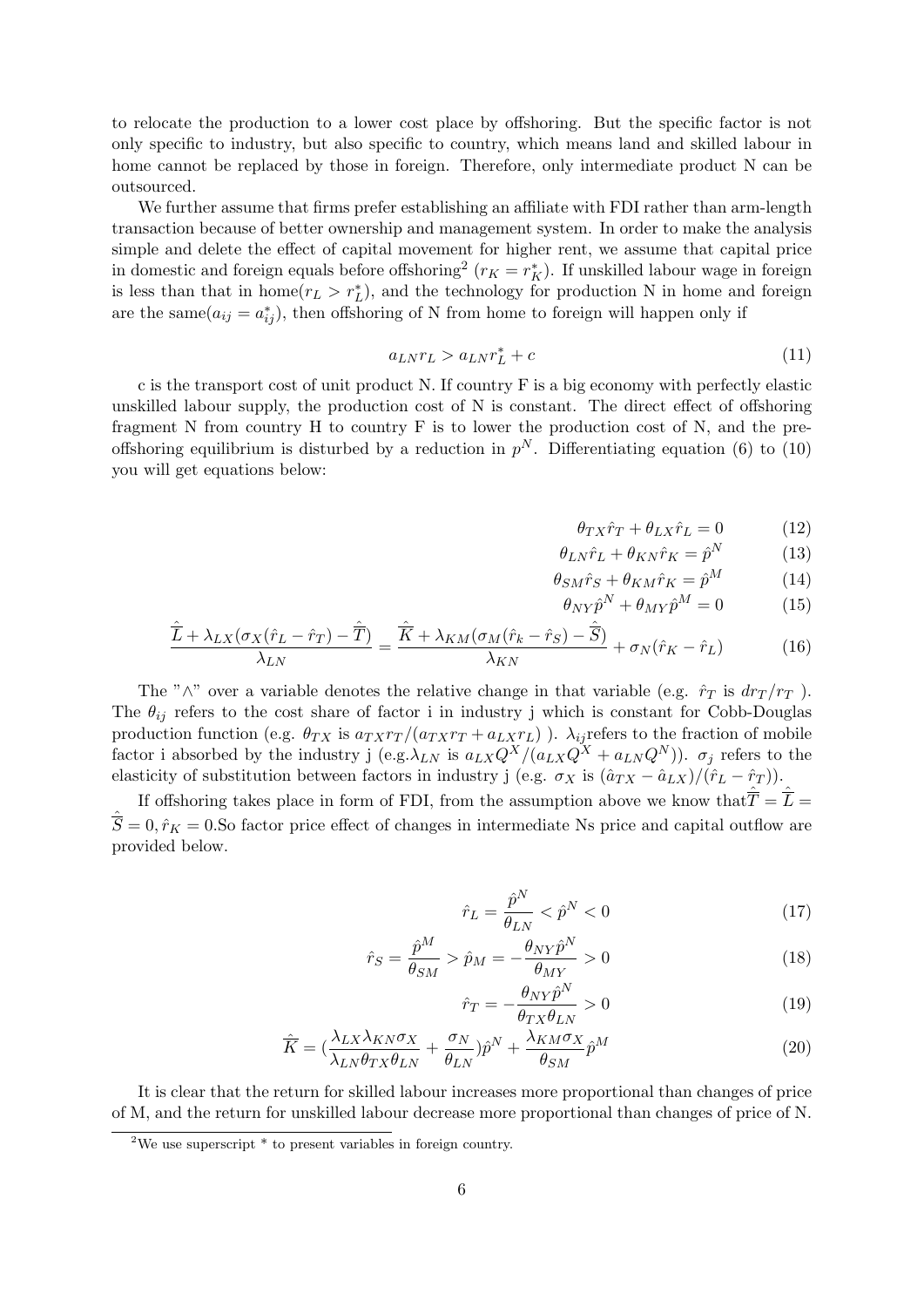to relocate the production to a lower cost place by offshoring. But the specific factor is not only specific to industry, but also specific to country, which means land and skilled labour in home cannot be replaced by those in foreign. Therefore, only intermediate product N can be outsourced.

We further assume that firms prefer establishing an affiliate with FDI rather than arm-length transaction because of better ownership and management system. In order to make the analysis simple and delete the effect of capital movement for higher rent, we assume that capital price in domestic and foreign equals before offshoring[2] ($r_K = r_K^*$). If unskilled labour wage in foreign is less than that in home($r_L > r_L^*$), and the technology for production N in home and foreign are the same($a_{ij} = a_{ij}^*$), then offshoring of N from home to foreign will happen only if

$$a_{LN} r_L > a_{LN} r_L^* + c \tag{11}$$

c is the transport cost of unit product N. If country F is a big economy with perfectly elastic unskilled labour supply, the production cost of N is constant. The direct effect of offshoring fragment N from country H to country F is to lower the production cost of N, and the pre-offshoring equilibrium is disturbed by a reduction in $p^N$. Differentiating equation (6) to (10) you will get equations below:

$$\theta_{TX}\hat{r}_T + \theta_{LX}\hat{r}_L = 0 \tag{12}$$

$$\theta_{LN}\hat{r}_L + \theta_{KN}\hat{r}_K = \hat{p}^N \tag{13}$$

$$\theta_{SM}\hat{r}_S + \theta_{KM}\hat{r}_K = \hat{p}^M \tag{14}$$

$$\theta_{NY}\hat{p}^N + \theta_{MY}\hat{p}^M = 0 \tag{15}$$

$$\frac{\hat{\overline{L}} + \lambda_{LX}(\sigma_X(\hat{r}_L - \hat{r}_T) - \hat{\overline{T}})}{\lambda_{LN}} = \frac{\hat{\overline{K}} + \lambda_{KM}(\sigma_M(\hat{r}_k - \hat{r}_S) - \hat{\overline{S}})}{\lambda_{KN}} + \sigma_N(\hat{r}_K - \hat{r}_L) \tag{16}$$

The "∧" over a variable denotes the relative change in that variable (e.g. $\hat{r}_T$ is $dr_T/r_T$ ). The $\theta_{ij}$ refers to the cost share of factor i in industry j which is constant for Cobb-Douglas production function (e.g. $\theta_{TX}$ is $a_{TX}r_T/(a_{TX}r_T + a_{LX}r_L)$ ). $\lambda_{ij}$ refers to the fraction of mobile factor i absorbed by the industry j (e.g.$\lambda_{LN}$ is $a_{LX}Q^X/(a_{LX}Q^X + a_{LN}Q^N)$). $\sigma_j$ refers to the elasticity of substitution between factors in industry j (e.g. $\sigma_X$ is $(\hat{a}_{TX} - \hat{a}_{LX})/(\hat{r}_L - \hat{r}_T)$).

If offshoring takes place in form of FDI, from the assumption above we know that $\hat{\overline{T}} = \hat{\overline{L}} = \hat{\overline{S}} = 0, \hat{r}_K = 0$.So factor price effect of changes in intermediate Ns price and capital outflow are provided below.

$$\hat{r}_L = \frac{\hat{p}^N}{\theta_{LN}} < \hat{p}^N < 0 \tag{17}$$

$$\hat{r}_S = \frac{\hat{p}^M}{\theta_{SM}} > \hat{p}_M = -\frac{\theta_{NY}\hat{p}^N}{\theta_{MY}} > 0 \tag{18}$$

$$\hat{r}_T = -\frac{\theta_{NY}\hat{p}^N}{\theta_{TX}\theta_{LN}} > 0 \tag{19}$$

$$\hat{\overline{K}} = \left(\frac{\lambda_{LX}\lambda_{KN}\sigma_X}{\lambda_{LN}\theta_{TX}\theta_{LN}} + \frac{\sigma_N}{\theta_{LN}}\right)\hat{p}^N + \frac{\lambda_{KM}\sigma_X}{\theta_{SM}}\hat{p}^M \tag{20}$$

It is clear that the return for skilled labour increases more proportional than changes of price of M, and the return for unskilled labour decrease more proportional than changes of price of N.

[2] We use superscript * to present variables in foreign country.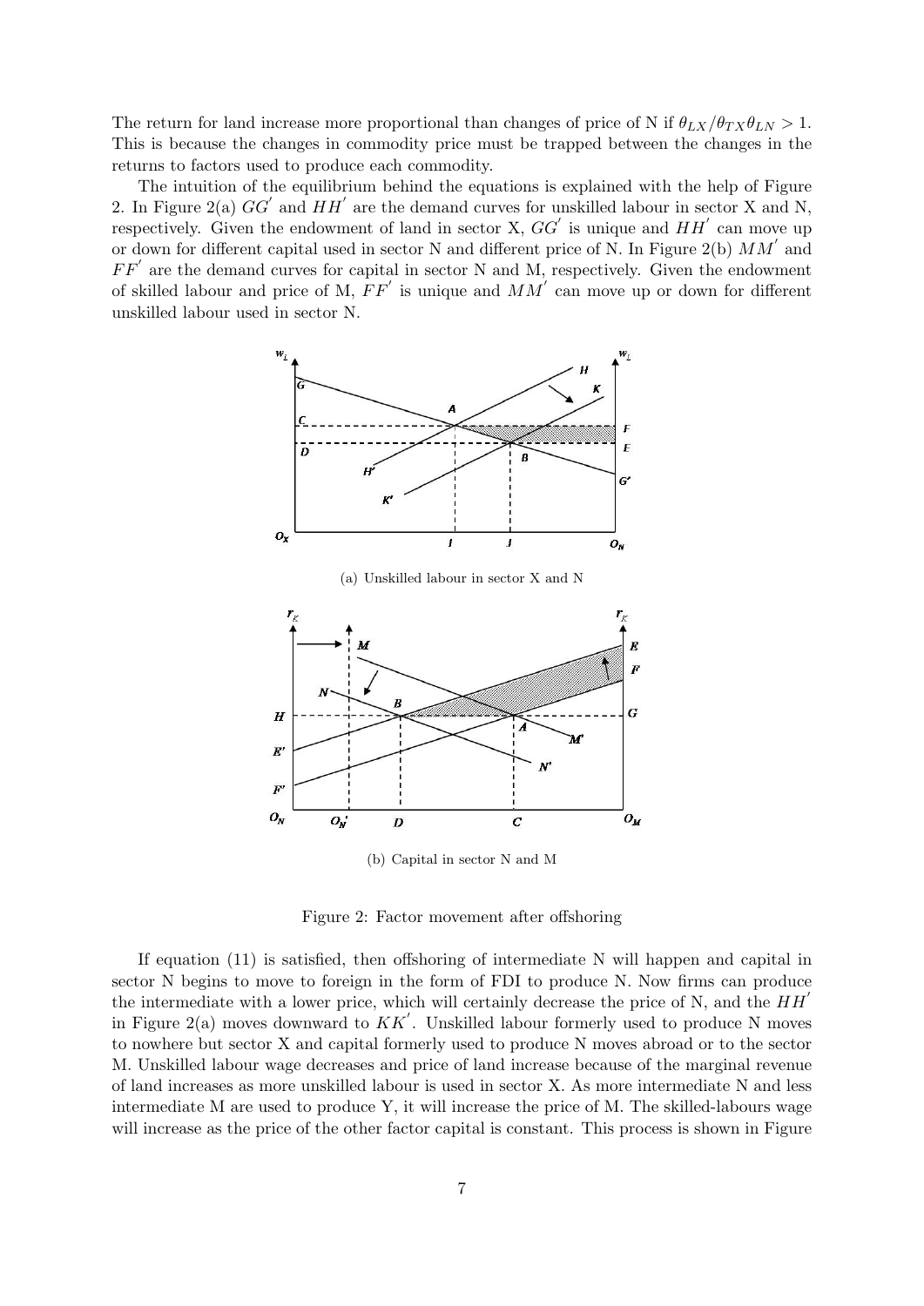The return for land increase more proportional than changes of price of N if $\theta_{LX}/\theta_{TX}\theta_{LN} > 1$. This is because the changes in commodity price must be trapped between the changes in the returns to factors used to produce each commodity.

The intuition of the equilibrium behind the equations is explained with the help of Figure 2. In Figure 2(a) $GG'$ and $HH'$ are the demand curves for unskilled labour in sector X and N, respectively. Given the endowment of land in sector X, $GG'$ is unique and $HH'$ can move up or down for different capital used in sector N and different price of N. In Figure 2(b) $MM'$ and $FF'$ are the demand curves for capital in sector N and M, respectively. Given the endowment of skilled labour and price of M, $FF'$ is unique and $MM'$ can move up or down for different unskilled labour used in sector N.

(a) Unskilled labour in sector X and N

(b) Capital in sector N and M

Figure 2: Factor movement after offshoring

If equation (11) is satisfied, then offshoring of intermediate N will happen and capital in sector N begins to move to foreign in the form of FDI to produce N. Now firms can produce the intermediate with a lower price, which will certainly decrease the price of N, and the $HH'$ in Figure 2(a) moves downward to $KK'$. Unskilled labour formerly used to produce N moves to nowhere but sector X and capital formerly used to produce N moves abroad or to the sector M. Unskilled labour wage decreases and price of land increase because of the marginal revenue of land increases as more unskilled labour is used in sector X. As more intermediate N and less intermediate M are used to produce Y, it will increase the price of M. The skilled-labours wage will increase as the price of the other factor capital is constant. This process is shown in Figure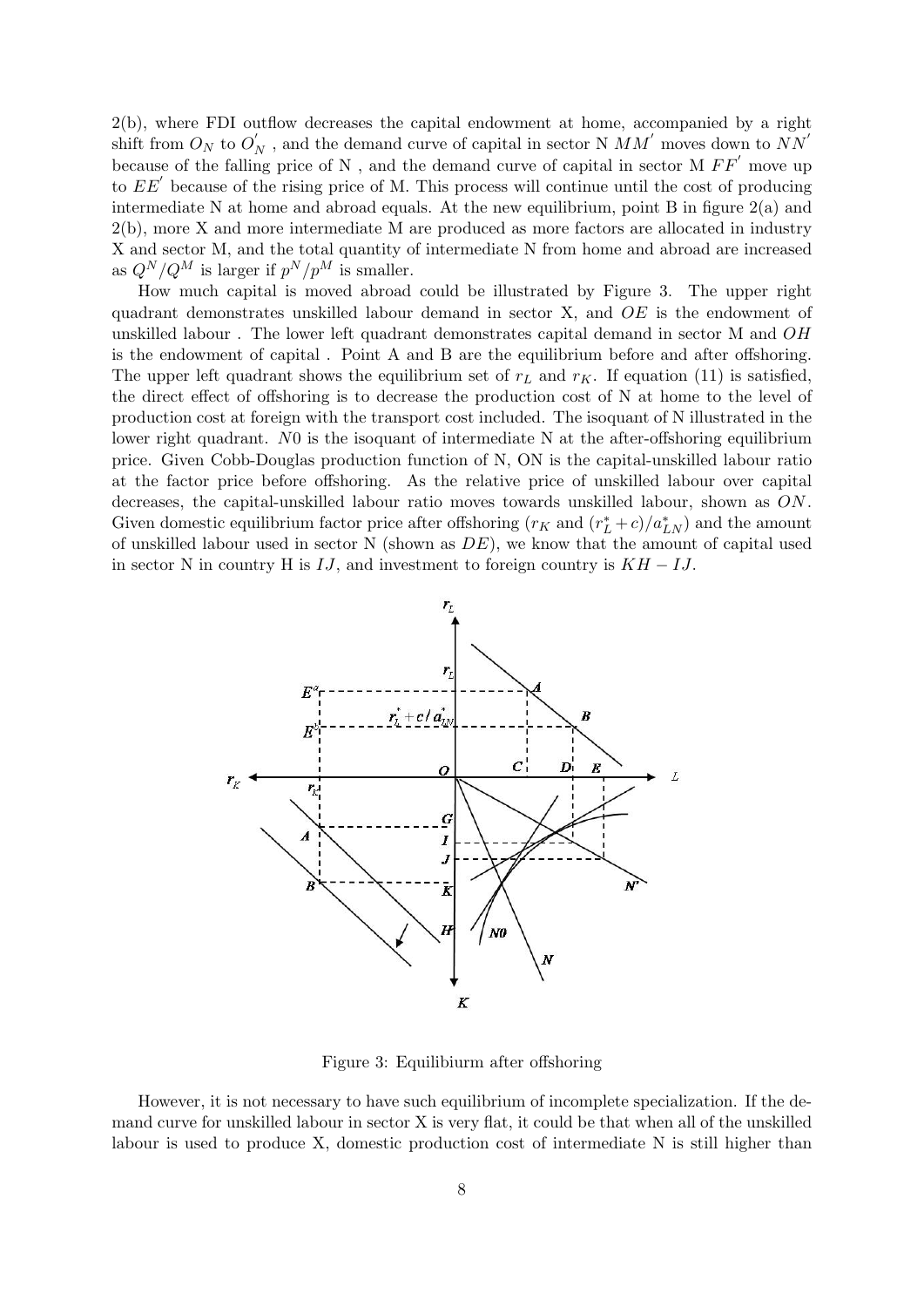2(b), where FDI outflow decreases the capital endowment at home, accompanied by a right shift from $O_N$ to $O_N^{'}$ , and the demand curve of capital in sector N $MM^{'}$ moves down to $NN^{'}$ because of the falling price of N , and the demand curve of capital in sector M $FF^{'}$ move up to $EE^{'}$ because of the rising price of M. This process will continue until the cost of producing intermediate N at home and abroad equals. At the new equilibrium, point B in figure 2(a) and 2(b), more X and more intermediate M are produced as more factors are allocated in industry X and sector M, and the total quantity of intermediate N from home and abroad are increased as $Q^N/Q^M$ is larger if $p^N/p^M$ is smaller.

How much capital is moved abroad could be illustrated by Figure 3. The upper right quadrant demonstrates unskilled labour demand in sector X, and $OE$ is the endowment of unskilled labour . The lower left quadrant demonstrates capital demand in sector M and $OH$ is the endowment of capital . Point A and B are the equilibrium before and after offshoring. The upper left quadrant shows the equilibrium set of $r_L$ and $r_K$. If equation (11) is satisfied, the direct effect of offshoring is to decrease the production cost of N at home to the level of production cost at foreign with the transport cost included. The isoquant of N illustrated in the lower right quadrant. $N0$ is the isoquant of intermediate N at the after-offshoring equilibrium price. Given Cobb-Douglas production function of N, ON is the capital-unskilled labour ratio at the factor price before offshoring. As the relative price of unskilled labour over capital decreases, the capital-unskilled labour ratio moves towards unskilled labour, shown as $ON$. Given domestic equilibrium factor price after offshoring ($r_K$ and $(r_L^* + c)/a_{LN}^*$) and the amount of unskilled labour used in sector N (shown as $DE$), we know that the amount of capital used in sector N in country H is $IJ$, and investment to foreign country is $KH - IJ$.

Figure 3: Equilibiurm after offshoring

However, it is not necessary to have such equilibrium of incomplete specialization. If the demand curve for unskilled labour in sector X is very flat, it could be that when all of the unskilled labour is used to produce X, domestic production cost of intermediate N is still higher than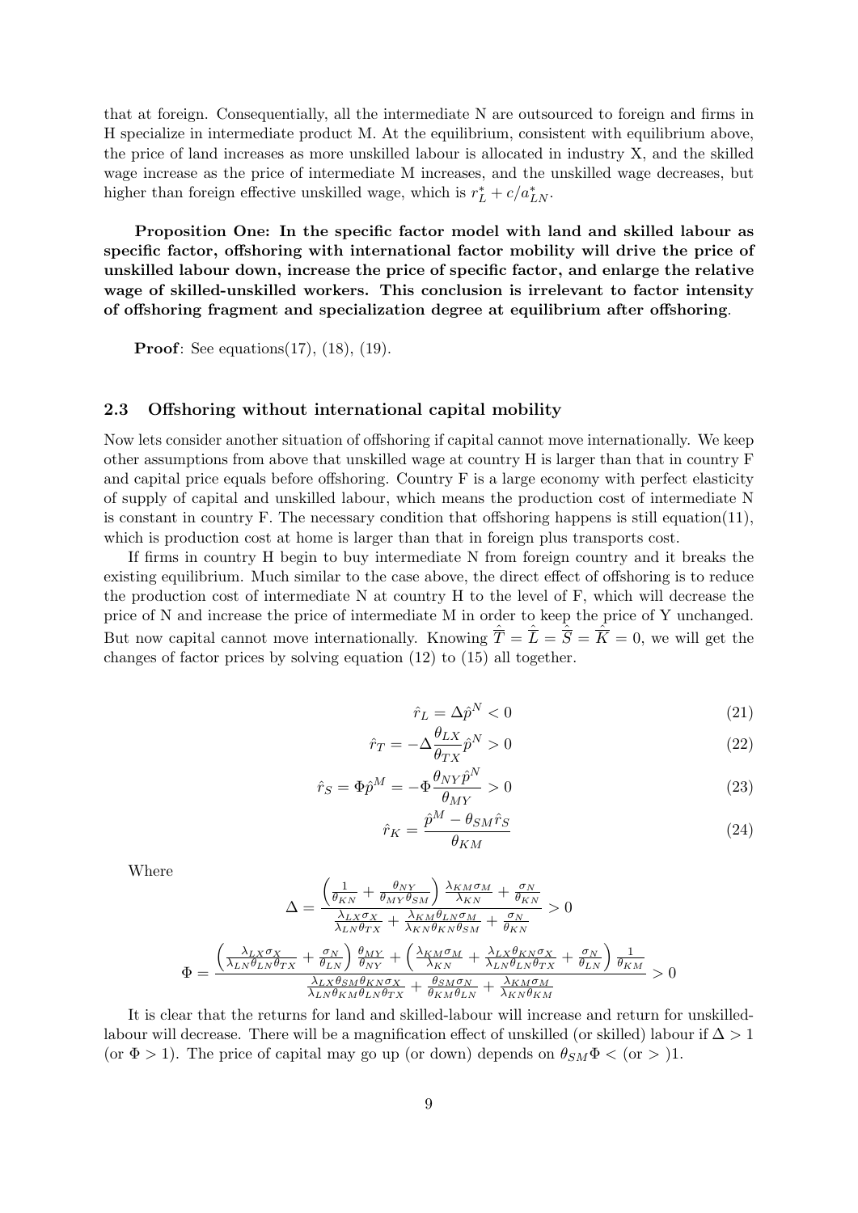that at foreign. Consequentially, all the intermediate N are outsourced to foreign and firms in H specialize in intermediate product M. At the equilibrium, consistent with equilibrium above, the price of land increases as more unskilled labour is allocated in industry X, and the skilled wage increase as the price of intermediate M increases, and the unskilled wage decreases, but higher than foreign effective unskilled wage, which is $r_L^* + c/a_{LN}^*$.

**Proposition One: In the specific factor model with land and skilled labour as specific factor, offshoring with international factor mobility will drive the price of unskilled labour down, increase the price of specific factor, and enlarge the relative wage of skilled-unskilled workers. This conclusion is irrelevant to factor intensity of offshoring fragment and specialization degree at equilibrium after offshoring**.

**Proof**: See equations(17), (18), (19).

### 2.3 Offshoring without international capital mobility

Now lets consider another situation of offshoring if capital cannot move internationally. We keep other assumptions from above that unskilled wage at country H is larger than that in country F and capital price equals before offshoring. Country F is a large economy with perfect elasticity of supply of capital and unskilled labour, which means the production cost of intermediate N is constant in country F. The necessary condition that offshoring happens is still equation(11), which is production cost at home is larger than that in foreign plus transports cost.

If firms in country H begin to buy intermediate N from foreign country and it breaks the existing equilibrium. Much similar to the case above, the direct effect of offshoring is to reduce the production cost of intermediate N at country H to the level of F, which will decrease the price of N and increase the price of intermediate M in order to keep the price of Y unchanged. But now capital cannot move internationally. Knowing $\hat{\bar{T}} = \hat{\bar{L}} = \hat{\bar{S}} = \hat{\bar{K}} = 0$, we will get the changes of factor prices by solving equation (12) to (15) all together.

$$\hat{r}_L = \Delta \hat{p}^N < 0 \tag{21}$$

$$\hat{r}_T = -\Delta \frac{\theta_{LX}}{\theta_{TX}} \hat{p}^N > 0 \tag{22}$$

$$\hat{r}_S = \Phi \hat{p}^M = -\Phi \frac{\theta_{NY} \hat{p}^N}{\theta_{MY}} > 0 \tag{23}$$

$$\hat{r}_K = \frac{\hat{p}^M - \theta_{SM} \hat{r}_S}{\theta_{KM}} \tag{24}$$

Where

$$\Delta = \frac{\left(\frac{1}{\theta_{KN}} + \frac{\theta_{NY}}{\theta_{MY}\theta_{SM}}\right) \frac{\lambda_{KM}\sigma_M}{\lambda_{KN}} + \frac{\sigma_N}{\theta_{KN}}}{\frac{\lambda_{LX}\sigma_X}{\lambda_{LN}\theta_{TX}} + \frac{\lambda_{KM}\theta_{LN}\sigma_M}{\lambda_{KN}\theta_{KN}\theta_{SM}} + \frac{\sigma_N}{\theta_{KN}}} > 0$$

$$\Phi = \frac{\left(\frac{\lambda_{LX}\sigma_X}{\lambda_{LN}\theta_{LN}\theta_{TX}} + \frac{\sigma_N}{\theta_{LN}}\right) \frac{\theta_{MY}}{\theta_{NY}} + \left(\frac{\lambda_{KM}\sigma_M}{\lambda_{KN}} + \frac{\lambda_{LX}\theta_{KN}\sigma_X}{\lambda_{LN}\theta_{LN}\theta_{TX}} + \frac{\sigma_N}{\theta_{LN}}\right) \frac{1}{\theta_{KM}}}{\frac{\lambda_{LX}\theta_{SM}\theta_{KN}\sigma_X}{\lambda_{LN}\theta_{KM}\theta_{LN}\theta_{TX}} + \frac{\theta_{SM}\sigma_N}{\theta_{KM}\theta_{LN}} + \frac{\lambda_{KM}\sigma_M}{\lambda_{KN}\theta_{KM}}} > 0$$

It is clear that the returns for land and skilled-labour will increase and return for unskilled-labour will decrease. There will be a magnification effect of unskilled (or skilled) labour if $\Delta > 1$ (or $\Phi > 1$). The price of capital may go up (or down) depends on $\theta_{SM}\Phi <$ (or $>$ )1.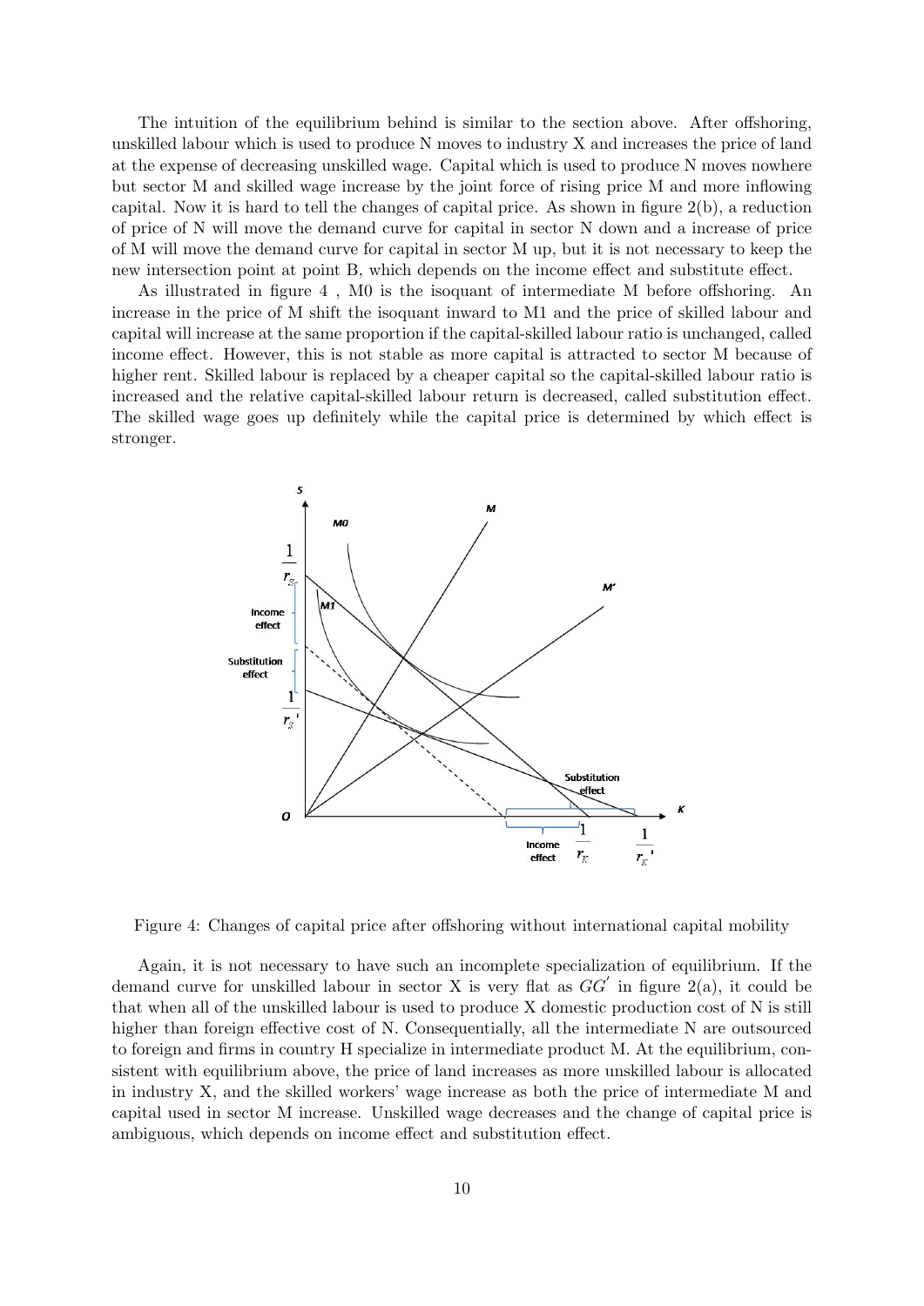The intuition of the equilibrium behind is similar to the section above. After offshoring, unskilled labour which is used to produce N moves to industry X and increases the price of land at the expense of decreasing unskilled wage. Capital which is used to produce N moves nowhere but sector M and skilled wage increase by the joint force of rising price M and more inflowing capital. Now it is hard to tell the changes of capital price. As shown in figure 2(b), a reduction of price of N will move the demand curve for capital in sector N down and a increase of price of M will move the demand curve for capital in sector M up, but it is not necessary to keep the new intersection point at point B, which depends on the income effect and substitute effect.

As illustrated in figure 4 , M0 is the isoquant of intermediate M before offshoring. An increase in the price of M shift the isoquant inward to M1 and the price of skilled labour and capital will increase at the same proportion if the capital-skilled labour ratio is unchanged, called income effect. However, this is not stable as more capital is attracted to sector M because of higher rent. Skilled labour is replaced by a cheaper capital so the capital-skilled labour ratio is increased and the relative capital-skilled labour return is decreased, called substitution effect. The skilled wage goes up definitely while the capital price is determined by which effect is stronger.

Figure 4: Changes of capital price after offshoring without international capital mobility

Again, it is not necessary to have such an incomplete specialization of equilibrium. If the demand curve for unskilled labour in sector X is very flat as $GG'$ in figure 2(a), it could be that when all of the unskilled labour is used to produce X domestic production cost of N is still higher than foreign effective cost of N. Consequentially, all the intermediate N are outsourced to foreign and firms in country H specialize in intermediate product M. At the equilibrium, consistent with equilibrium above, the price of land increases as more unskilled labour is allocated in industry X, and the skilled workers' wage increase as both the price of intermediate M and capital used in sector M increase. Unskilled wage decreases and the change of capital price is ambiguous, which depends on income effect and substitution effect.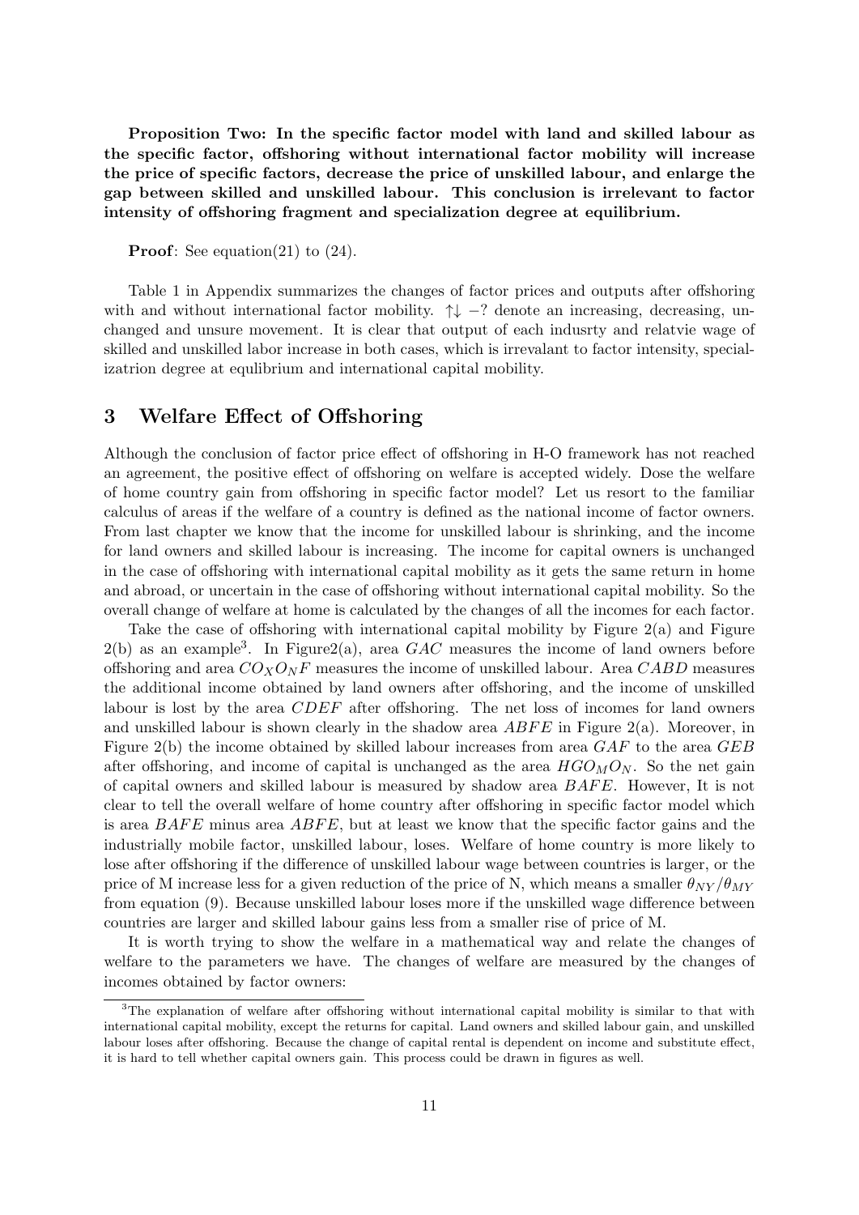**Proposition Two: In the specific factor model with land and skilled labour as the specific factor, offshoring without international factor mobility will increase the price of specific factors, decrease the price of unskilled labour, and enlarge the gap between skilled and unskilled labour. This conclusion is irrelevant to factor intensity of offshoring fragment and specialization degree at equilibrium.**

**Proof**: See equation(21) to (24).

Table 1 in Appendix summarizes the changes of factor prices and outputs after offshoring with and without international factor mobility. $\uparrow\downarrow -?$ denote an increasing, decreasing, unchanged and unsure movement. It is clear that output of each indusrty and relatvie wage of skilled and unskilled labor increase in both cases, which is irrevalant to factor intensity, specializatrion degree at equlibrium and international capital mobility.

# 3 Welfare Effect of Offshoring

Although the conclusion of factor price effect of offshoring in H-O framework has not reached an agreement, the positive effect of offshoring on welfare is accepted widely. Dose the welfare of home country gain from offshoring in specific factor model? Let us resort to the familiar calculus of areas if the welfare of a country is defined as the national income of factor owners. From last chapter we know that the income for unskilled labour is shrinking, and the income for land owners and skilled labour is increasing. The income for capital owners is unchanged in the case of offshoring with international capital mobility as it gets the same return in home and abroad, or uncertain in the case of offshoring without international capital mobility. So the overall change of welfare at home is calculated by the changes of all the incomes for each factor.

Take the case of offshoring with international capital mobility by Figure 2(a) and Figure 2(b) as an example[3]. In Figure2(a), area $GAC$ measures the income of land owners before offshoring and area $CO_XO_NF$ measures the income of unskilled labour. Area $CABD$ measures the additional income obtained by land owners after offshoring, and the income of unskilled labour is lost by the area $CDEF$ after offshoring. The net loss of incomes for land owners and unskilled labour is shown clearly in the shadow area $ABFE$ in Figure 2(a). Moreover, in Figure 2(b) the income obtained by skilled labour increases from area $GAF$ to the area $GEB$ after offshoring, and income of capital is unchanged as the area $HGO_MO_N$. So the net gain of capital owners and skilled labour is measured by shadow area $BAFE$. However, It is not clear to tell the overall welfare of home country after offshoring in specific factor model which is area $BAFE$ minus area $ABFE$, but at least we know that the specific factor gains and the industrially mobile factor, unskilled labour, loses. Welfare of home country is more likely to lose after offshoring if the difference of unskilled labour wage between countries is larger, or the price of M increase less for a given reduction of the price of N, which means a smaller $\theta_{NY}/\theta_{MY}$ from equation (9). Because unskilled labour loses more if the unskilled wage difference between countries are larger and skilled labour gains less from a smaller rise of price of M.

It is worth trying to show the welfare in a mathematical way and relate the changes of welfare to the parameters we have. The changes of welfare are measured by the changes of incomes obtained by factor owners:

[3] The explanation of welfare after offshoring without international capital mobility is similar to that with international capital mobility, except the returns for capital. Land owners and skilled labour gain, and unskilled labour loses after offshoring. Because the change of capital rental is dependent on income and substitute effect, it is hard to tell whether capital owners gain. This process could be drawn in figures as well.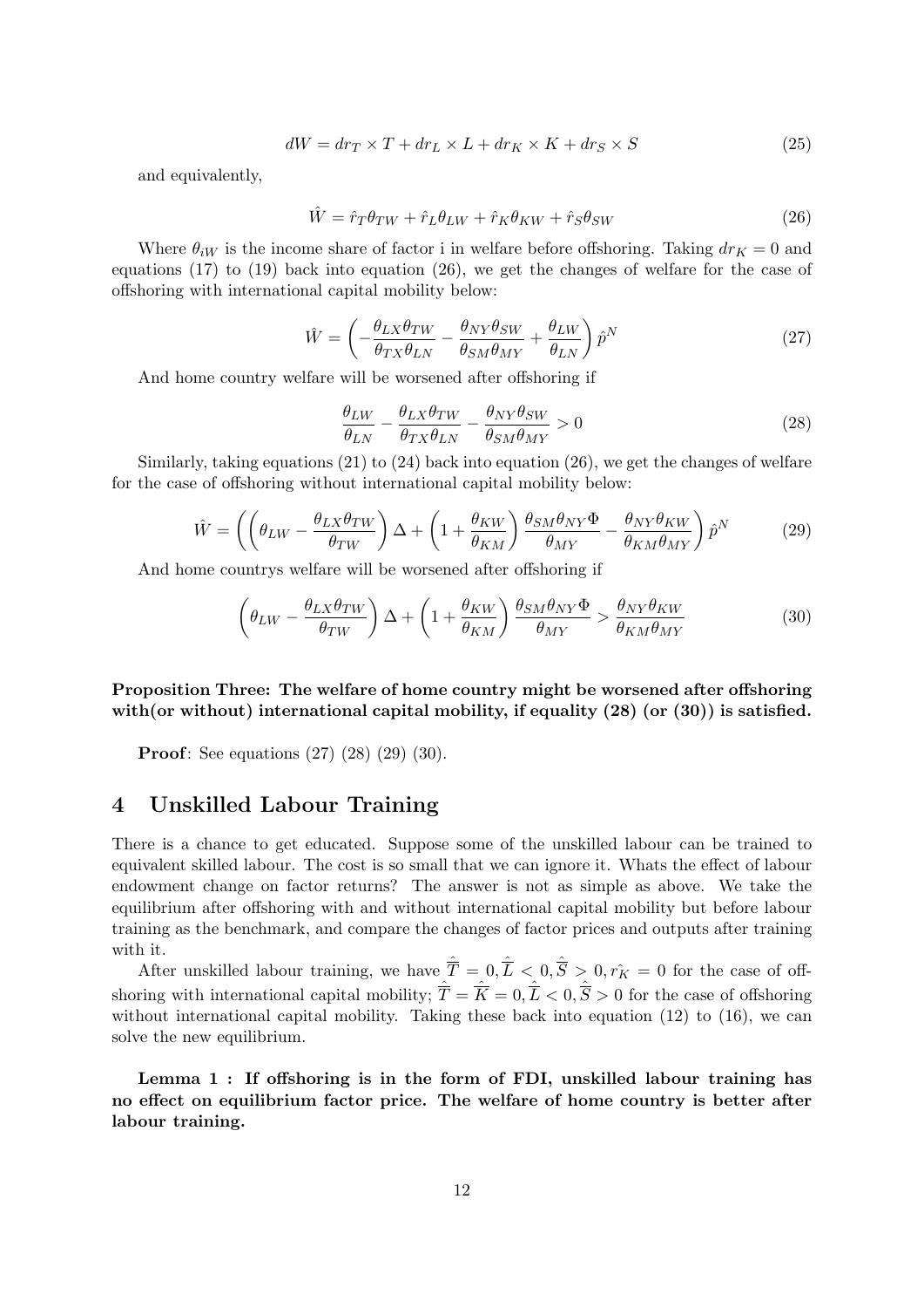$$dW = dr_T \times T + dr_L \times L + dr_K \times K + dr_S \times S \tag{25}$$

and equivalently,

$$\hat{W} = \hat{r}_T \theta_{TW} + \hat{r}_L \theta_{LW} + \hat{r}_K \theta_{KW} + \hat{r}_S \theta_{SW} \tag{26}$$

Where $\theta_{iW}$ is the income share of factor i in welfare before offshoring. Taking $dr_K = 0$ and equations (17) to (19) back into equation (26), we get the changes of welfare for the case of offshoring with international capital mobility below:

$$\hat{W} = \left( -\frac{\theta_{LX}\theta_{TW}}{\theta_{TX}\theta_{LN}} - \frac{\theta_{NY}\theta_{SW}}{\theta_{SM}\theta_{MY}} + \frac{\theta_{LW}}{\theta_{LN}} \right) \hat{p}^N \tag{27}$$

And home country welfare will be worsened after offshoring if

$$\frac{\theta_{LW}}{\theta_{LN}} - \frac{\theta_{LX}\theta_{TW}}{\theta_{TX}\theta_{LN}} - \frac{\theta_{NY}\theta_{SW}}{\theta_{SM}\theta_{MY}} > 0 \tag{28}$$

Similarly, taking equations (21) to (24) back into equation (26), we get the changes of welfare for the case of offshoring without international capital mobility below:

$$\hat{W} = \left( \left( \theta_{LW} - \frac{\theta_{LX}\theta_{TW}}{\theta_{TW}} \right) \Delta + \left( 1 + \frac{\theta_{KW}}{\theta_{KM}} \right) \frac{\theta_{SM}\theta_{NY}\Phi}{\theta_{MY}} - \frac{\theta_{NY}\theta_{KW}}{\theta_{KM}\theta_{MY}} \right) \hat{p}^N \tag{29}$$

And home countrys welfare will be worsened after offshoring if

$$\left( \theta_{LW} - \frac{\theta_{LX}\theta_{TW}}{\theta_{TW}} \right) \Delta + \left( 1 + \frac{\theta_{KW}}{\theta_{KM}} \right) \frac{\theta_{SM}\theta_{NY}\Phi}{\theta_{MY}} > \frac{\theta_{NY}\theta_{KW}}{\theta_{KM}\theta_{MY}} \tag{30}$$

**Proposition Three: The welfare of home country might be worsened after offshoring with(or without) international capital mobility, if equality (28) (or (30)) is satisfied.**

**Proof**: See equations (27) (28) (29) (30).

## 4 Unskilled Labour Training

There is a chance to get educated. Suppose some of the unskilled labour can be trained to equivalent skilled labour. The cost is so small that we can ignore it. Whats the effect of labour endowment change on factor returns? The answer is not as simple as above. We take the equilibrium after offshoring with and without international capital mobility but before labour training as the benchmark, and compare the changes of factor prices and outputs after training with it.

After unskilled labour training, we have $\hat{\bar{T}} = 0, \hat{\bar{L}} < 0, \hat{\bar{S}} > 0, \hat{r_K} = 0$ for the case of offshoring with international capital mobility; $\hat{\bar{T}} = \hat{\bar{K}} = 0, \hat{\bar{L}} < 0, \hat{\bar{S}} > 0$ for the case of offshoring without international capital mobility. Taking these back into equation (12) to (16), we can solve the new equilibrium.

**Lemma 1 : If offshoring is in the form of FDI, unskilled labour training has no effect on equilibrium factor price. The welfare of home country is better after labour training.**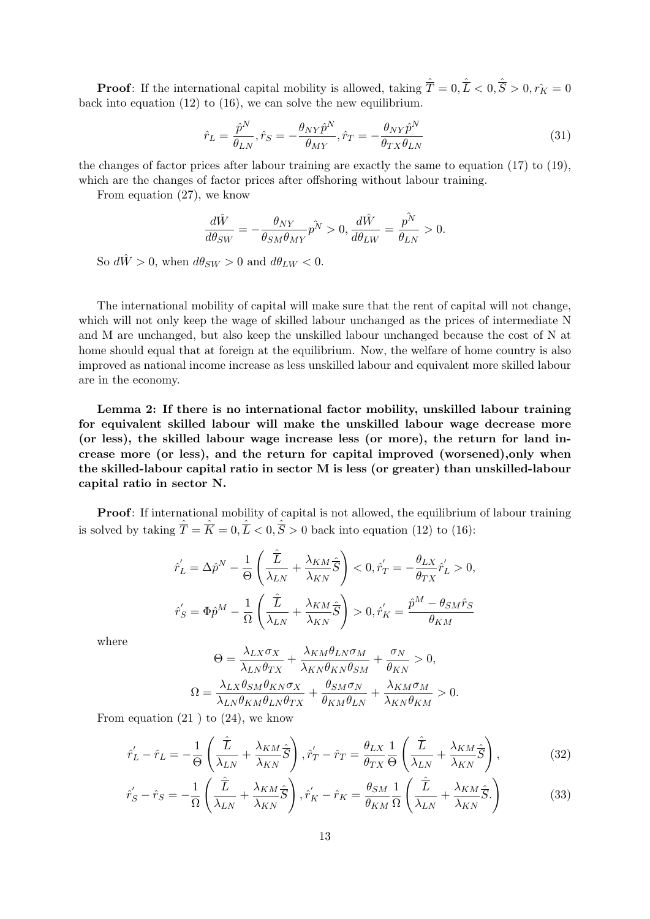**Proof**: If the international capital mobility is allowed, taking $\hat{\bar{T}} = 0, \hat{\bar{L}} < 0, \hat{\bar{S}} > 0, \hat{r_K} = 0$ back into equation (12) to (16), we can solve the new equilibrium.

$$\hat{r}_L = \frac{\hat{p}^N}{\theta_{LN}}, \hat{r}_S = -\frac{\theta_{NY}\hat{p}^N}{\theta_{MY}}, \hat{r}_T = -\frac{\theta_{NY}\hat{p}^N}{\theta_{TX}\theta_{LN}} \tag{31}$$

the changes of factor prices after labour training are exactly the same to equation (17) to (19), which are the changes of factor prices after offshoring without labour training.

From equation (27), we know

$$\frac{d\hat{W}}{d\theta_{SW}} = -\frac{\theta_{NY}}{\theta_{SM}\theta_{MY}}\hat{p^N} > 0, \frac{d\hat{W}}{d\theta_{LW}} = \frac{\hat{p^N}}{\theta_{LN}} > 0.$$

So $d\hat{W} > 0$, when $d\theta_{SW} > 0$ and $d\theta_{LW} < 0$.

The international mobility of capital will make sure that the rent of capital will not change, which will not only keep the wage of skilled labour unchanged as the prices of intermediate N and M are unchanged, but also keep the unskilled labour unchanged because the cost of N at home should equal that at foreign at the equilibrium. Now, the welfare of home country is also improved as national income increase as less unskilled labour and equivalent more skilled labour are in the economy.

**Lemma 2: If there is no international factor mobility, unskilled labour training for equivalent skilled labour will make the unskilled labour wage decrease more (or less), the skilled labour wage increase less (or more), the return for land increase more (or less), and the return for capital improved (worsened),only when the skilled-labour capital ratio in sector M is less (or greater) than unskilled-labour capital ratio in sector N.**

**Proof**: If international mobility of capital is not allowed, the equilibrium of labour training is solved by taking $\hat{\bar{T}} = \hat{\bar{K}} = 0, \hat{\bar{L}} < 0, \hat{\bar{S}} > 0$ back into equation (12) to (16):

$$\hat{r}_L^{'} = \Delta\hat{p}^N - \frac{1}{\Theta}\left(\frac{\hat{\bar{L}}}{\lambda_{LN}} + \frac{\lambda_{KM}}{\lambda_{KN}}\hat{\bar{S}}\right) < 0, \hat{r}_T^{'} = -\frac{\theta_{LX}}{\theta_{TX}}\hat{r}_L^{'} > 0,$$

$$\hat{r}_S^{'} = \Phi\hat{p}^M - \frac{1}{\Omega}\left(\frac{\hat{\bar{L}}}{\lambda_{LN}} + \frac{\lambda_{KM}}{\lambda_{KN}}\hat{\bar{S}}\right) > 0, \hat{r}_K^{'} = \frac{\hat{p}^M - \theta_{SM}\hat{r}_S}{\theta_{KM}}$$

where

$$\Theta = \frac{\lambda_{LX}\sigma_X}{\lambda_{LN}\theta_{TX}} + \frac{\lambda_{KM}\theta_{LN}\sigma_M}{\lambda_{KN}\theta_{KN}\theta_{SM}} + \frac{\sigma_N}{\theta_{KN}} > 0,$$

$$\Omega = \frac{\lambda_{LX}\theta_{SM}\theta_{KN}\sigma_X}{\lambda_{LN}\theta_{KM}\theta_{LN}\theta_{TX}} + \frac{\theta_{SM}\sigma_N}{\theta_{KM}\theta_{LN}} + \frac{\lambda_{KM}\sigma_M}{\lambda_{KN}\theta_{KM}} > 0.$$

From equation (21 ) to (24), we know

$$\hat{r}_L^{'} - \hat{r}_L = -\frac{1}{\Theta}\left(\frac{\hat{\bar{L}}}{\lambda_{LN}} + \frac{\lambda_{KM}}{\lambda_{KN}}\hat{\bar{S}}\right), \hat{r}_T^{'} - \hat{r}_T = \frac{\theta_{LX}}{\theta_{TX}}\frac{1}{\Theta}\left(\frac{\hat{\bar{L}}}{\lambda_{LN}} + \frac{\lambda_{KM}}{\lambda_{KN}}\hat{\bar{S}}\right), \tag{32}$$

$$\hat{r}_S^{'} - \hat{r}_S = -\frac{1}{\Omega}\left(\frac{\hat{\bar{L}}}{\lambda_{LN}} + \frac{\lambda_{KM}}{\lambda_{KN}}\hat{\bar{S}}\right), \hat{r}_K^{'} - \hat{r}_K = \frac{\theta_{SM}}{\theta_{KM}}\frac{1}{\Omega}\left(\frac{\hat{\bar{L}}}{\lambda_{LN}} + \frac{\lambda_{KM}}{\lambda_{KN}}\hat{\bar{S}}.\right) \tag{33}$$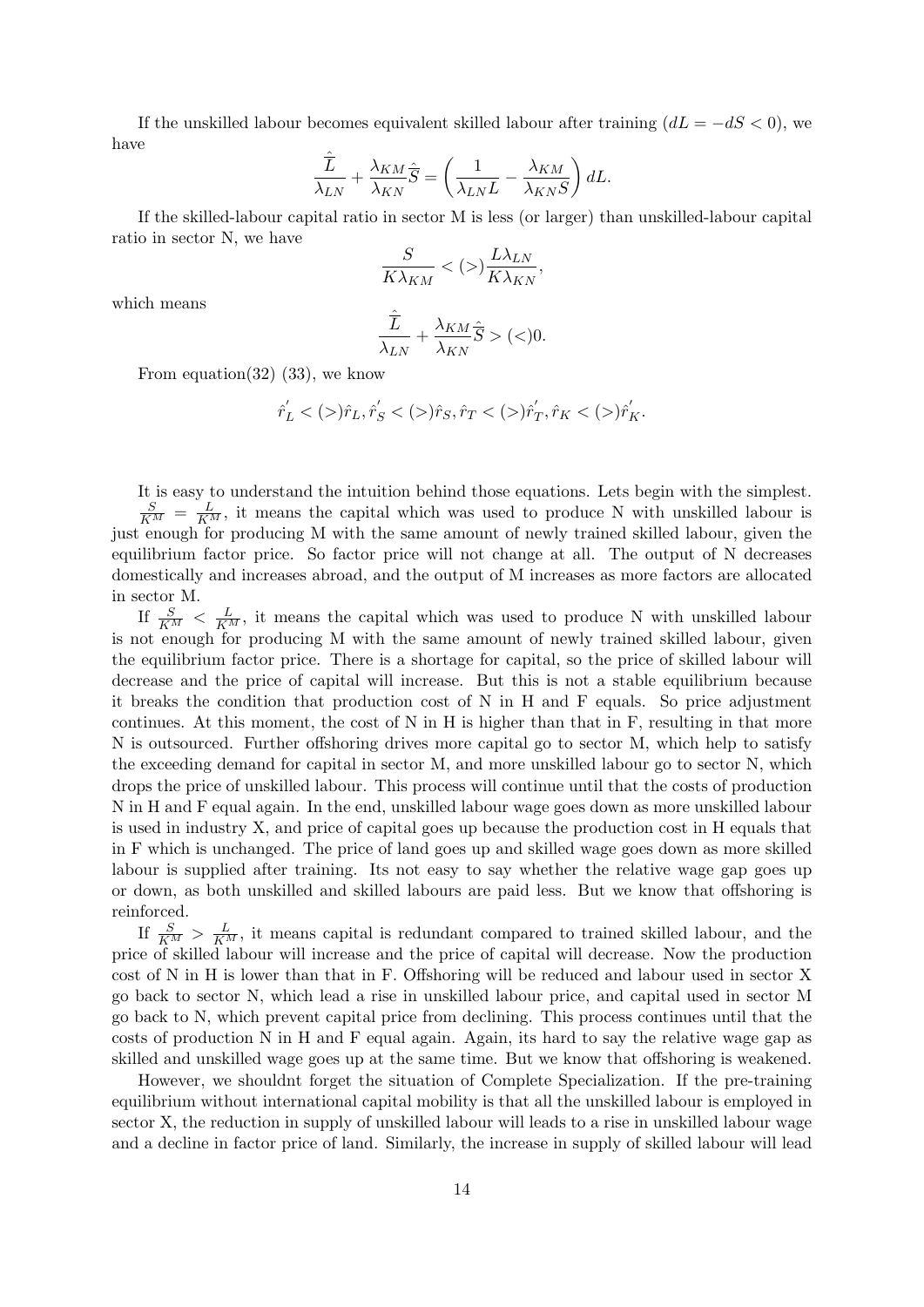If the unskilled labour becomes equivalent skilled labour after training ($dL = -dS < 0$), we have

$$\frac{\hat{L}}{\lambda_{LN}} + \frac{\lambda_{KM}}{\lambda_{KN}}\hat{S} = \left(\frac{1}{\lambda_{LN}L} - \frac{\lambda_{KM}}{\lambda_{KN}S}\right)dL.$$

If the skilled-labour capital ratio in sector M is less (or larger) than unskilled-labour capital ratio in sector N, we have

$$\frac{S}{K\lambda_{KM}} < (>) \frac{L\lambda_{LN}}{K\lambda_{KN}},$$

which means

$$\frac{\hat{L}}{\lambda_{LN}} + \frac{\lambda_{KM}}{\lambda_{KN}}\hat{S} > (<) 0.$$

From equation(32) (33), we know

$$\hat{r}_L^{'} < (>) \hat{r}_L, \hat{r}_S^{'} < (>) \hat{r}_S, \hat{r}_T < (>) \hat{r}_T^{'}, \hat{r}_K < (>) \hat{r}_K^{'}.$$

It is easy to understand the intuition behind those equations. Lets begin with the simplest. $\frac{S}{K^M} = \frac{L}{K^M}$, it means the capital which was used to produce N with unskilled labour is just enough for producing M with the same amount of newly trained skilled labour, given the equilibrium factor price. So factor price will not change at all. The output of N decreases domestically and increases abroad, and the output of M increases as more factors are allocated in sector M.

If $\frac{S}{K^M} < \frac{L}{K^M}$, it means the capital which was used to produce N with unskilled labour is not enough for producing M with the same amount of newly trained skilled labour, given the equilibrium factor price. There is a shortage for capital, so the price of skilled labour will decrease and the price of capital will increase. But this is not a stable equilibrium because it breaks the condition that production cost of N in H and F equals. So price adjustment continues. At this moment, the cost of N in H is higher than that in F, resulting in that more N is outsourced. Further offshoring drives more capital go to sector M, which help to satisfy the exceeding demand for capital in sector M, and more unskilled labour go to sector N, which drops the price of unskilled labour. This process will continue until that the costs of production N in H and F equal again. In the end, unskilled labour wage goes down as more unskilled labour is used in industry X, and price of capital goes up because the production cost in H equals that in F which is unchanged. The price of land goes up and skilled wage goes down as more skilled labour is supplied after training. Its not easy to say whether the relative wage gap goes up or down, as both unskilled and skilled labours are paid less. But we know that offshoring is reinforced.

If $\frac{S}{K^M} > \frac{L}{K^M}$, it means capital is redundant compared to trained skilled labour, and the price of skilled labour will increase and the price of capital will decrease. Now the production cost of N in H is lower than that in F. Offshoring will be reduced and labour used in sector X go back to sector N, which lead a rise in unskilled labour price, and capital used in sector M go back to N, which prevent capital price from declining. This process continues until that the costs of production N in H and F equal again. Again, its hard to say the relative wage gap as skilled and unskilled wage goes up at the same time. But we know that offshoring is weakened.

However, we shouldnt forget the situation of Complete Specialization. If the pre-training equilibrium without international capital mobility is that all the unskilled labour is employed in sector X, the reduction in supply of unskilled labour will leads to a rise in unskilled labour wage and a decline in factor price of land. Similarly, the increase in supply of skilled labour will lead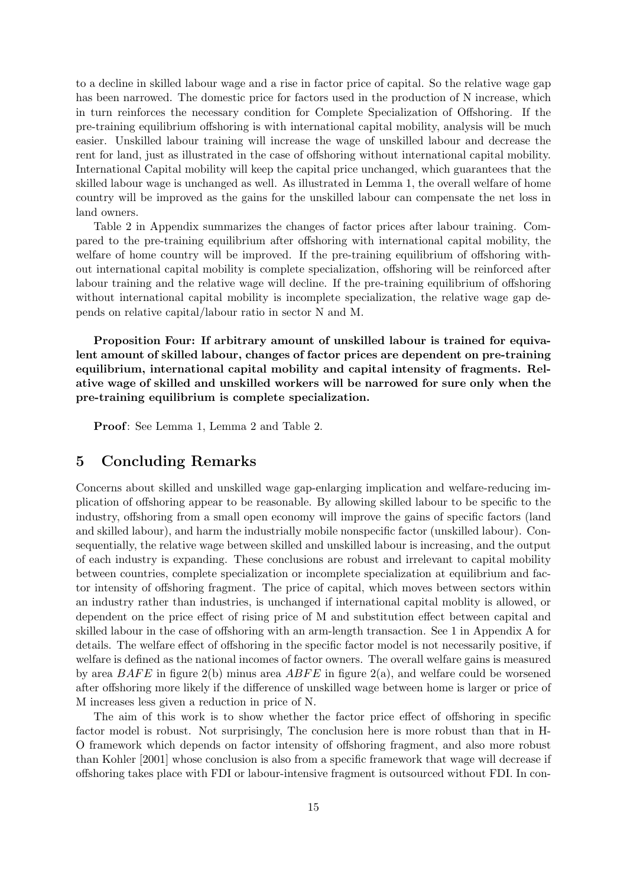to a decline in skilled labour wage and a rise in factor price of capital. So the relative wage gap has been narrowed. The domestic price for factors used in the production of N increase, which in turn reinforces the necessary condition for Complete Specialization of Offshoring. If the pre-training equilibrium offshoring is with international capital mobility, analysis will be much easier. Unskilled labour training will increase the wage of unskilled labour and decrease the rent for land, just as illustrated in the case of offshoring without international capital mobility. International Capital mobility will keep the capital price unchanged, which guarantees that the skilled labour wage is unchanged as well. As illustrated in Lemma 1, the overall welfare of home country will be improved as the gains for the unskilled labour can compensate the net loss in land owners.

Table 2 in Appendix summarizes the changes of factor prices after labour training. Compared to the pre-training equilibrium after offshoring with international capital mobility, the welfare of home country will be improved. If the pre-training equilibrium of offshoring without international capital mobility is complete specialization, offshoring will be reinforced after labour training and the relative wage will decline. If the pre-training equilibrium of offshoring without international capital mobility is incomplete specialization, the relative wage gap depends on relative capital/labour ratio in sector N and M.

**Proposition Four: If arbitrary amount of unskilled labour is trained for equivalent amount of skilled labour, changes of factor prices are dependent on pre-training equilibrium, international capital mobility and capital intensity of fragments. Relative wage of skilled and unskilled workers will be narrowed for sure only when the pre-training equilibrium is complete specialization.**

**Proof**: See Lemma 1, Lemma 2 and Table 2.

## 5 Concluding Remarks

Concerns about skilled and unskilled wage gap-enlarging implication and welfare-reducing implication of offshoring appear to be reasonable. By allowing skilled labour to be specific to the industry, offshoring from a small open economy will improve the gains of specific factors (land and skilled labour), and harm the industrially mobile nonspecific factor (unskilled labour). Consequentially, the relative wage between skilled and unskilled labour is increasing, and the output of each industry is expanding. These conclusions are robust and irrelevant to capital mobility between countries, complete specialization or incomplete specialization at equilibrium and factor intensity of offshoring fragment. The price of capital, which moves between sectors within an industry rather than industries, is unchanged if international capital moblity is allowed, or dependent on the price effect of rising price of M and substitution effect between capital and skilled labour in the case of offshoring with an arm-length transaction. See 1 in Appendix A for details. The welfare effect of offshoring in the specific factor model is not necessarily positive, if welfare is defined as the national incomes of factor owners. The overall welfare gains is measured by area $BAFE$ in figure 2(b) minus area $ABFE$ in figure 2(a), and welfare could be worsened after offshoring more likely if the difference of unskilled wage between home is larger or price of M increases less given a reduction in price of N.

The aim of this work is to show whether the factor price effect of offshoring in specific factor model is robust. Not surprisingly, The conclusion here is more robust than that in H-O framework which depends on factor intensity of offshoring fragment, and also more robust than Kohler [2001] whose conclusion is also from a specific framework that wage will decrease if offshoring takes place with FDI or labour-intensive fragment is outsourced without FDI. In con-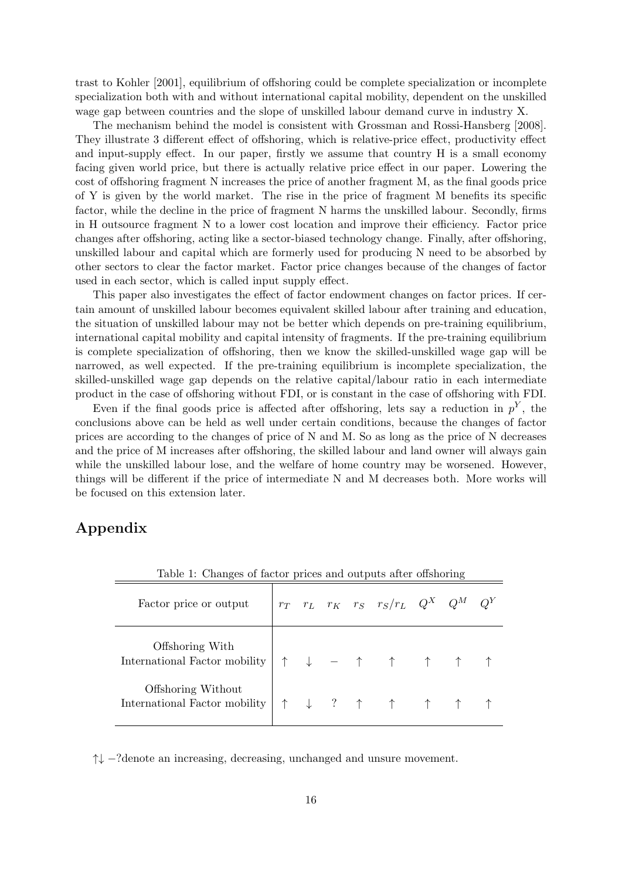trast to Kohler [2001], equilibrium of offshoring could be complete specialization or incomplete specialization both with and without international capital mobility, dependent on the unskilled wage gap between countries and the slope of unskilled labour demand curve in industry X.

The mechanism behind the model is consistent with Grossman and Rossi-Hansberg [2008]. They illustrate 3 different effect of offshoring, which is relative-price effect, productivity effect and input-supply effect. In our paper, firstly we assume that country H is a small economy facing given world price, but there is actually relative price effect in our paper. Lowering the cost of offshoring fragment N increases the price of another fragment M, as the final goods price of Y is given by the world market. The rise in the price of fragment M benefits its specific factor, while the decline in the price of fragment N harms the unskilled labour. Secondly, firms in H outsource fragment N to a lower cost location and improve their efficiency. Factor price changes after offshoring, acting like a sector-biased technology change. Finally, after offshoring, unskilled labour and capital which are formerly used for producing N need to be absorbed by other sectors to clear the factor market. Factor price changes because of the changes of factor used in each sector, which is called input supply effect.

This paper also investigates the effect of factor endowment changes on factor prices. If certain amount of unskilled labour becomes equivalent skilled labour after training and education, the situation of unskilled labour may not be better which depends on pre-training equilibrium, international capital mobility and capital intensity of fragments. If the pre-training equilibrium is complete specialization of offshoring, then we know the skilled-unskilled wage gap will be narrowed, as well expected. If the pre-training equilibrium is incomplete specialization, the skilled-unskilled wage gap depends on the relative capital/labour ratio in each intermediate product in the case of offshoring without FDI, or is constant in the case of offshoring with FDI.

Even if the final goods price is affected after offshoring, lets say a reduction in $p^Y$, the conclusions above can be held as well under certain conditions, because the changes of factor prices are according to the changes of price of N and M. So as long as the price of N decreases and the price of M increases after offshoring, the skilled labour and land owner will always gain while the unskilled labour lose, and the welfare of home country may be worsened. However, things will be different if the price of intermediate N and M decreases both. More works will be focused on this extension later.

# Appendix

Table 1: Changes of factor prices and outputs after offshoring

| Factor price or output | $r_T$ | $r_L$ | $r_K$ | $r_S$ | $r_S/r_L$ | $Q^X$ | $Q^M$ | $Q^Y$ |
|---|---|---|---|---|---|---|---|---|
| Offshoring With International Factor mobility | ↑ | ↓ | − | ↑ | ↑ | ↑ | ↑ | ↑ |
| Offshoring Without International Factor mobility | ↑ | ↓ | ? | ↑ | ↑ | ↑ | ↑ | ↑ |

↑↓ −?denote an increasing, decreasing, unchanged and unsure movement.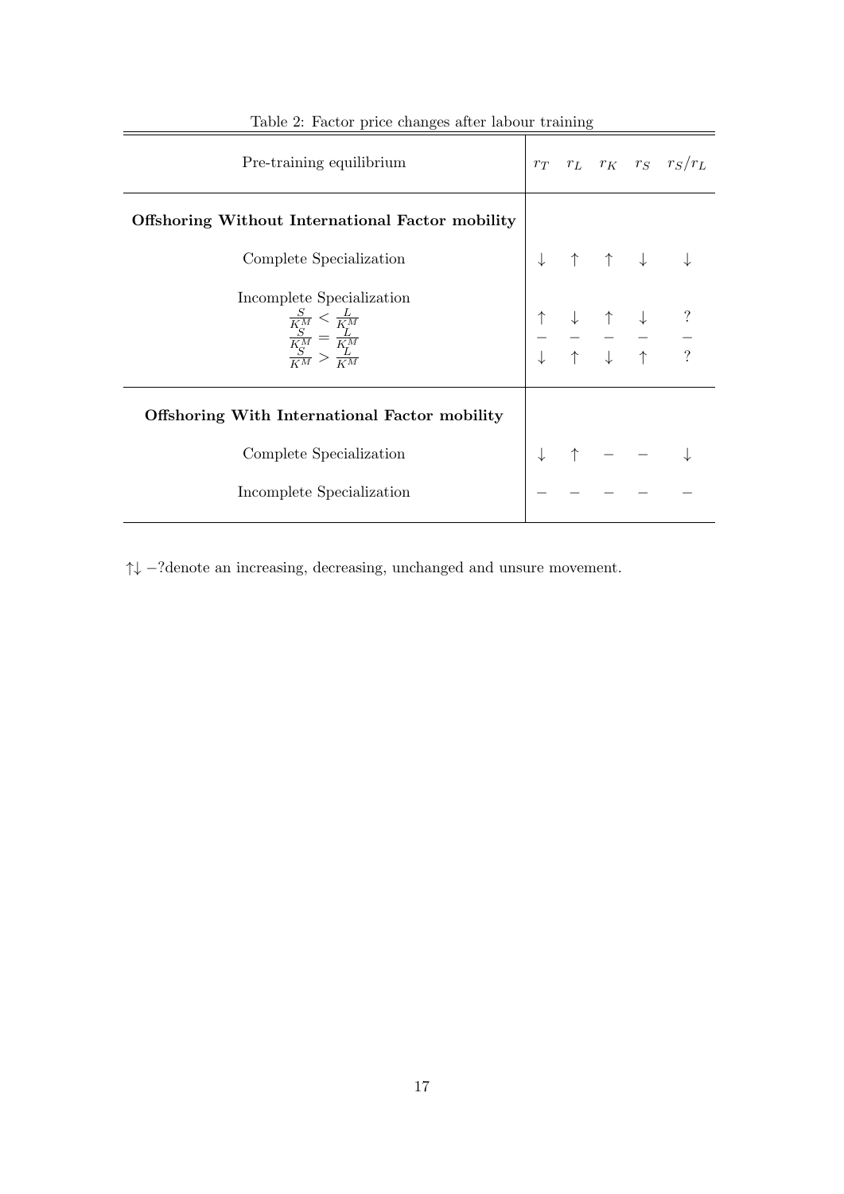Table 2: Factor price changes after labour training

| Pre-training equilibrium | $r_T$ | $r_L$ | $r_K$ | $r_S$ | $r_S/r_L$ |
|---|---|---|---|---|---|
| **Offshoring Without International Factor mobility** | | | | | |
| Complete Specialization | ↓ | ↑ | ↑ | ↓ | ↓ |
| Incomplete Specialization | | | | | |
| $\frac{S}{K^M} < \frac{L}{K^M}$ | ↑ | ↓ | ↑ | ↓ | ? |
| $\frac{S}{K^M} = \frac{L}{K^M}$ | − | − | − | − | − |
| $\frac{S}{K^M} > \frac{L}{K^M}$ | ↓ | ↑ | ↓ | ↑ | ? |
| **Offshoring With International Factor mobility** | | | | | |
| Complete Specialization | ↓ | ↑ | − | − | ↓ |
| Incomplete Specialization | − | − | − | − | − |

↑↓ −?denote an increasing, decreasing, unchanged and unsure movement.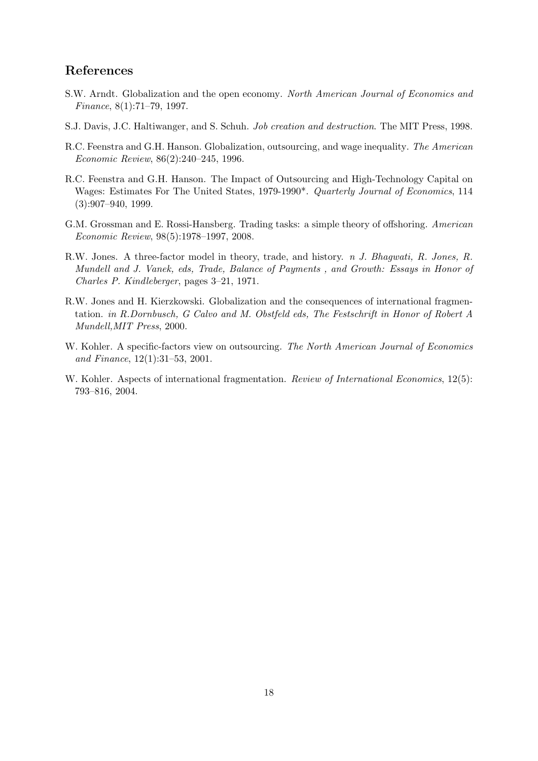## References

S.W. Arndt. Globalization and the open economy. *North American Journal of Economics and Finance*, 8(1):71–79, 1997.

S.J. Davis, J.C. Haltiwanger, and S. Schuh. *Job creation and destruction*. The MIT Press, 1998.

R.C. Feenstra and G.H. Hanson. Globalization, outsourcing, and wage inequality. *The American Economic Review*, 86(2):240–245, 1996.

R.C. Feenstra and G.H. Hanson. The Impact of Outsourcing and High-Technology Capital on Wages: Estimates For The United States, 1979-1990*. *Quarterly Journal of Economics*, 114 (3):907–940, 1999.

G.M. Grossman and E. Rossi-Hansberg. Trading tasks: a simple theory of offshoring. *American Economic Review*, 98(5):1978–1997, 2008.

R.W. Jones. A three-factor model in theory, trade, and history. *n J. Bhagwati, R. Jones, R. Mundell and J. Vanek, eds, Trade, Balance of Payments , and Growth: Essays in Honor of Charles P. Kindleberger*, pages 3–21, 1971.

R.W. Jones and H. Kierzkowski. Globalization and the consequences of international fragmentation. *in R.Dornbusch, G Calvo and M. Obstfeld eds, The Festschrift in Honor of Robert A Mundell,MIT Press*, 2000.

W. Kohler. A specific-factors view on outsourcing. *The North American Journal of Economics and Finance*, 12(1):31–53, 2001.

W. Kohler. Aspects of international fragmentation. *Review of International Economics*, 12(5): 793–816, 2004.